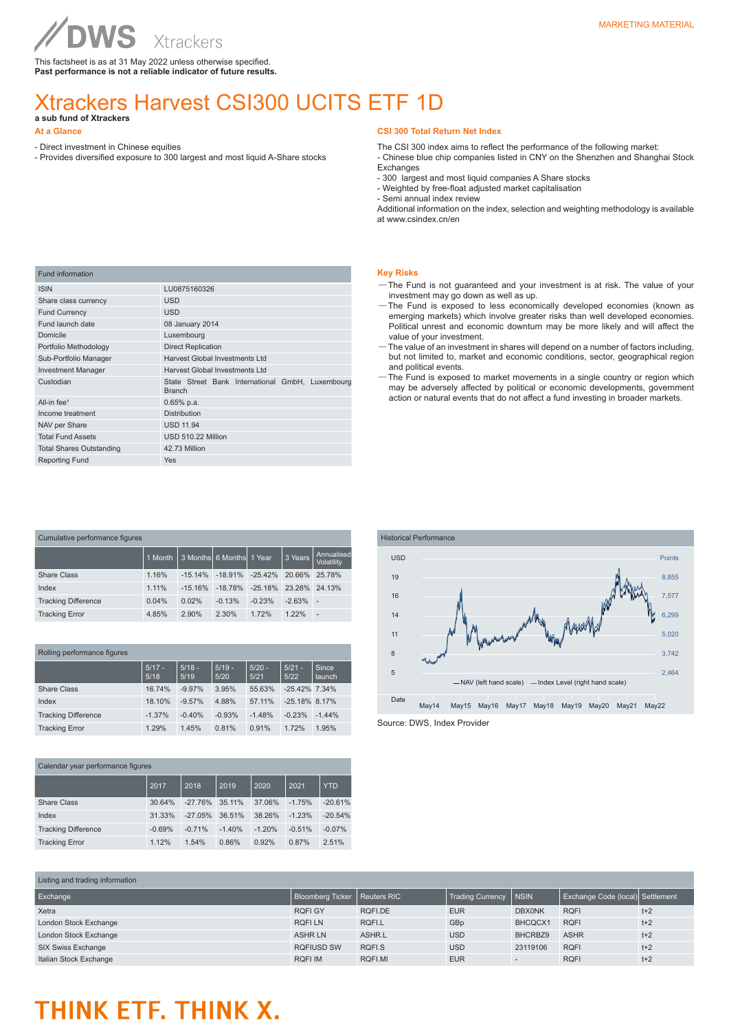MARKETING MATERIAL

This factsheet is as at 31 May 2022 unless otherwise specified.
**Past performance is not a reliable indicator of future results.**

# Xtrackers Harvest CSI300 UCITS ETF 1D

**a sub fund of Xtrackers**

## At a Glance

- Direct investment in Chinese equities
- Provides diversified exposure to 300 largest and most liquid A-Share stocks

## CSI 300 Total Return Net Index

The CSI 300 index aims to reflect the performance of the following market:
- Chinese blue chip companies listed in CNY on the Shenzhen and Shanghai Stock Exchanges
- 300 largest and most liquid companies A Share stocks
- Weighted by free-float adjusted market capitalisation
- Semi annual index review

Additional information on the index, selection and weighting methodology is available at www.csindex.cn/en

| Fund information | |
|---|---|
| ISIN | LU0875160326 |
| Share class currency | USD |
| Fund Currency | USD |
| Fund launch date | 08 January 2014 |
| Domicile | Luxembourg |
| Portfolio Methodology | Direct Replication |
| Sub-Portfolio Manager | Harvest Global Investments Ltd |
| Investment Manager | Harvest Global Investments Ltd |
| Custodian | State Street Bank International GmbH, Luxembourg Branch |
| All-in fee[1] | 0.65% p.a. |
| Income treatment | Distribution |
| NAV per Share | USD 11.94 |
| Total Fund Assets | USD 510.22 Million |
| Total Shares Outstanding | 42.73 Million |
| Reporting Fund | Yes |

## Key Risks

- The Fund is not guaranteed and your investment is at risk. The value of your investment may go down as well as up.
- The Fund is exposed to less economically developed economies (known as emerging markets) which involve greater risks than well developed economies. Political unrest and economic downturn may be more likely and will affect the value of your investment.
- The value of an investment in shares will depend on a number of factors including, but not limited to, market and economic conditions, sector, geographical region and political events.
- The Fund is exposed to market movements in a single country or region which may be adversely affected by political or economic developments, government action or natural events that do not affect a fund investing in broader markets.

**Cumulative performance figures**

| | 1 Month | 3 Months | 6 Months | 1 Year | 3 Years | Annualised Volatility |
|---|---|---|---|---|---|---|
| Share Class | 1.16% | -15.14% | -18.91% | -25.42% | 20.66% | 25.78% |
| Index | 1.11% | -15.16% | -18.78% | -25.18% | 23.28% | 24.13% |
| Tracking Difference | 0.04% | 0.02% | -0.13% | -0.23% | -2.63% | - |
| Tracking Error | 4.85% | 2.90% | 2.30% | 1.72% | 1.22% | - |

**Historical Performance**

USD / Points

NAV (left hand scale) — Index Level (right hand scale)

Source: DWS, Index Provider

**Rolling performance figures**

| | 5/17 - 5/18 | 5/18 - 5/19 | 5/19 - 5/20 | 5/20 - 5/21 | 5/21 - 5/22 | Since launch |
|---|---|---|---|---|---|---|
| Share Class | 16.74% | -9.97% | 3.95% | 55.63% | -25.42% | 7.34% |
| Index | 18.10% | -9.57% | 4.88% | 57.11% | -25.18% | 8.17% |
| Tracking Difference | -1.37% | -0.40% | -0.93% | -1.48% | -0.23% | -1.44% |
| Tracking Error | 1.29% | 1.45% | 0.81% | 0.91% | 1.72% | 1.95% |

**Calendar year performance figures**

| | 2017 | 2018 | 2019 | 2020 | 2021 | YTD |
|---|---|---|---|---|---|---|
| Share Class | 30.64% | -27.76% | 35.11% | 37.06% | -1.75% | -20.61% |
| Index | 31.33% | -27.05% | 36.51% | 38.26% | -1.23% | -20.54% |
| Tracking Difference | -0.69% | -0.71% | -1.40% | -1.20% | -0.51% | -0.07% |
| Tracking Error | 1.12% | 1.54% | 0.86% | 0.92% | 0.87% | 2.51% |

**Listing and trading information**

| Exchange | Bloomberg Ticker | Reuters RIC | Trading Currency | NSIN | Exchange Code (local) | Settlement |
|---|---|---|---|---|---|---|
| Xetra | RQFI GY | RQFI.DE | EUR | DBX0NK | RQFI | t+2 |
| London Stock Exchange | RQFI LN | RQFI.L | GBp | BHCQCX1 | RQFI | t+2 |
| London Stock Exchange | ASHR LN | ASHR.L | USD | BHCRBZ9 | ASHR | t+2 |
| SIX Swiss Exchange | RQFIUSD SW | RQFI.S | USD | 23119106 | RQFI | t+2 |
| Italian Stock Exchange | RQFI IM | RQFI.MI | EUR | - | RQFI | t+2 |

THINK ETF. THINK X.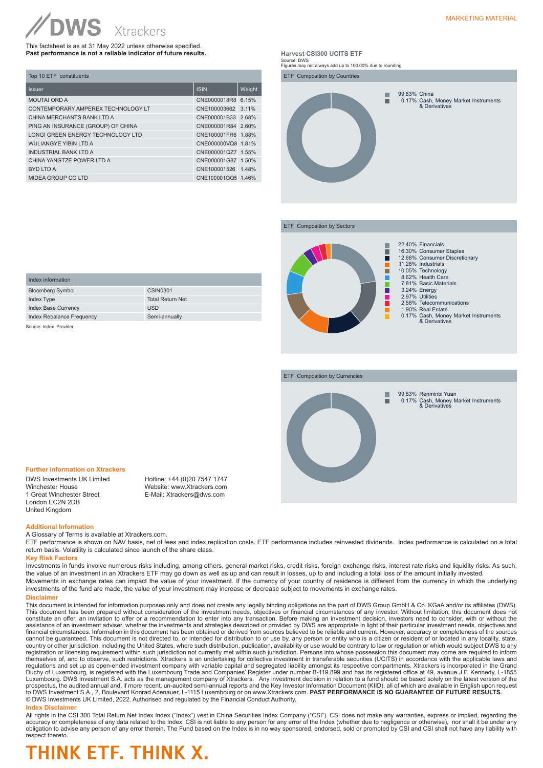MARKETING MATERIAL

DWS Xtrackers

This factsheet is as at 31 May 2022 unless otherwise specified.
**Past performance is not a reliable indicator of future results.**

## Harvest CSI300 UCITS ETF

Source: DWS
Figures may not always add up to 100.00% due to rounding

### Top 10 ETF constituents

| Issuer | ISIN | Weight |
| --- | --- | --- |
| MOUTAI ORD A | CNE0000018R8 | 6.15% |
| CONTEMPORARY AMPEREX TECHNOLOGY LT | CNE100003662 | 3.11% |
| CHINA MERCHANTS BANK LTD A | CNE000001B33 | 2.68% |
| PING AN INSURANCE (GROUP) OF CHINA | CNE000001R84 | 2.60% |
| LONGI GREEN ENERGY TECHNOLOGY LTD | CNE100001FR6 | 1.88% |
| WULIANGYE YIBIN LTD A | CNE000000VQ8 | 1.81% |
| INDUSTRIAL BANK LTD A | CNE000001QZ7 | 1.55% |
| CHINA YANGTZE POWER LTD A | CNE000001G87 | 1.50% |
| BYD LTD A | CNE100001526 | 1.48% |
| MIDEA GROUP CO LTD | CNE100001QQ5 | 1.46% |

### ETF Composition by Countries

99.83% China
0.17% Cash, Money Market Instruments & Derivatives

### ETF Composition by Sectors

22.40% Financials
16.30% Consumer Staples
12.68% Consumer Discretionary
11.28% Industrials
10.05% Technology
8.62% Health Care
7.81% Basic Materials
3.24% Energy
2.97% Utilities
2.58% Telecommunications
1.90% Real Estate
0.17% Cash, Money Market Instruments & Derivatives

### Index information

| | |
| --- | --- |
| Bloomberg Symbol | CSIN0301 |
| Index Type | Total Return Net |
| Index Base Currency | USD |
| Index Rebalance Frequency | Semi-annually |

Source: Index Provider

### ETF Composition by Currencies

99.83% Renminbi Yuan
0.17% Cash, Money Market Instruments & Derivatives

### Further information on Xtrackers

DWS Investments UK Limited
Winchester House
1 Great Winchester Street
London EC2N 2DB
United Kingdom

Hotline: +44 (0)20 7547 1747
Website: www.Xtrackers.com
E-Mail: Xtrackers@dws.com

### Additional Information

A Glossary of Terms is available at Xtrackers.com.

ETF performance is shown on NAV basis, net of fees and index replication costs. ETF performance includes reinvested dividends. Index performance is calculated on a total return basis. Volatility is calculated since launch of the share class.

### Key Risk Factors

Investments in funds involve numerous risks including, among others, general market risks, credit risks, foreign exchange risks, interest rate risks and liquidity risks. As such, the value of an investment in an Xtrackers ETF may go down as well as up and can result in losses, up to and including a total loss of the amount initially invested.

Movements in exchange rates can impact the value of your investment. If the currency of your country of residence is different from the currency in which the underlying investments of the fund are made, the value of your investment may increase or decrease subject to movements in exchange rates.

### Disclaimer

This document is intended for information purposes only and does not create any legally binding obligations on the part of DWS Group GmbH & Co. KGaA and/or its affiliates (DWS). This document has been prepared without consideration of the investment needs, objectives or financial circumstances of any investor. Without limitation, this document does not constitute an offer, an invitation to offer or a recommendation to enter into any transaction. Before making an investment decision, investors need to consider, with or without the assistance of an investment adviser, whether the investments and strategies described or provided by DWS are appropriate in light of their particular investment needs, objectives and financial circumstances. Information in this document has been obtained or derived from sources believed to be reliable and current. However, accuracy or completeness of the sources cannot be guaranteed. This document is not directed to, or intended for distribution to or use by, any person or entity who is a citizen or resident of or located in any locality, state, country or other jurisdiction, including the United States, where such distribution, publication, availability or use would be contrary to law or regulation or which would subject DWS to any registration or licensing requirement within such jurisdiction not currently met within such jurisdiction. Persons into whose possession this document may come are required to inform themselves of, and to observe, such restrictions. Xtrackers is an undertaking for collective investment in transferable securities (UCITS) in accordance with the applicable laws and regulations and set up as open-ended investment company with variable capital and segregated liability amongst its respective compartments. Xtrackers is incorporated in the Grand Duchy of Luxembourg, is registered with the Luxembourg Trade and Companies' Register under number B-119.899 and has its registered office at 49, avenue J.F. Kennedy, L-1855 Luxembourg. DWS Investment S.A. acts as the management company of Xtrackers. Any investment decision in relation to a fund should be based solely on the latest version of the prospectus, the audited annual and, if more recent, un-audited semi-annual reports and the Key Investor Information Document (KIID), all of which are available in English upon request to DWS Investment S.A., 2, Boulevard Konrad Adenauer, L-1115 Luxembourg or on www.Xtrackers.com. **PAST PERFORMANCE IS NO GUARANTEE OF FUTURE RESULTS.**
© DWS Investments UK Limited, 2022. Authorised and regulated by the Financial Conduct Authority.

### Index Disclaimer

All rights in the CSI 300 Total Return Net Index Index ("Index") vest in China Securities Index Company ("CSI"). CSI does not make any warranties, express or implied, regarding the accuracy or completeness of any data related to the Index. CSI is not liable to any person for any error of the Index (whether due to negligence or otherwise), nor shall it be under any obligation to advise any person of any error therein. The Fund based on the Index is in no way sponsored, endorsed, sold or promoted by CSI and CSI shall not have any liability with respect thereto.

THINK ETF. THINK X.